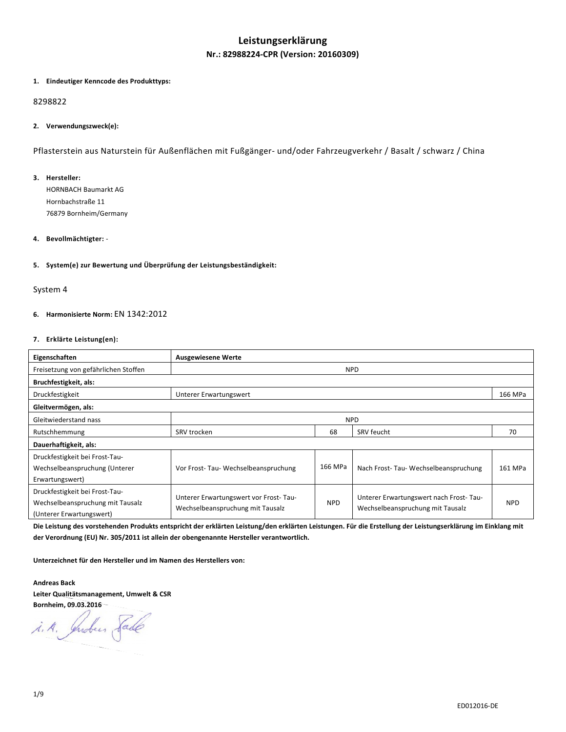# Leistungserklärung

## Nr.: 82988224-CPR (Version: 20160309)

**1. Eindeutiger Kenncode des Produkttyps:**

8298822

**2. Verwendungszweck(e):**

Pflasterstein aus Naturstein für Außenflächen mit Fußgänger- und/oder Fahrzeugverkehr / Basalt / schwarz / China

**3. Hersteller:**

HORNBACH Baumarkt AG
Hornbachstraße 11
76879 Bornheim/Germany

**4. Bevollmächtigter:** -

**5. System(e) zur Bewertung und Überprüfung der Leistungsbeständigkeit:**

System 4

**6. Harmonisierte Norm:** EN 1342:2012

**7. Erklärte Leistung(en):**

| Eigenschaften | Ausgewiesene Werte | | | |
|---|---|---|---|---|
| Freisetzung von gefährlichen Stoffen | NPD | | | |
| **Bruchfestigkeit, als:** | | | | |
| Druckfestigkeit | Unterer Erwartungswert | | | 166 MPa |
| **Gleitvermögen, als:** | | | | |
| Gleitwiederstand nass | NPD | | | |
| Rutschhemmung | SRV trocken | 68 | SRV feucht | 70 |
| **Dauerhaftigkeit, als:** | | | | |
| Druckfestigkeit bei Frost-Tau-Wechselbeanspruchung (Unterer Erwartungswert) | Vor Frost- Tau- Wechselbeanspruchung | 166 MPa | Nach Frost- Tau- Wechselbeanspruchung | 161 MPa |
| Druckfestigkeit bei Frost-Tau-Wechselbeanspruchung mit Tausalz (Unterer Erwartungswert) | Unterer Erwartungswert vor Frost- Tau- Wechselbeanspruchung mit Tausalz | NPD | Unterer Erwartungswert nach Frost- Tau- Wechselbeanspruchung mit Tausalz | NPD |

**Die Leistung des vorstehenden Produkts entspricht der erklärten Leistung/den erklärten Leistungen. Für die Erstellung der Leistungserklärung im Einklang mit der Verordnung (EU) Nr. 305/2011 ist allein der obengenannte Hersteller verantwortlich.**

**Unterzeichnet für den Hersteller und im Namen des Herstellers von:**

**Andreas Back**
**Leiter Qualitätsmanagement, Umwelt & CSR**
**Bornheim, 09.03.2016**

i. A. Andreas Back

ED012016-DE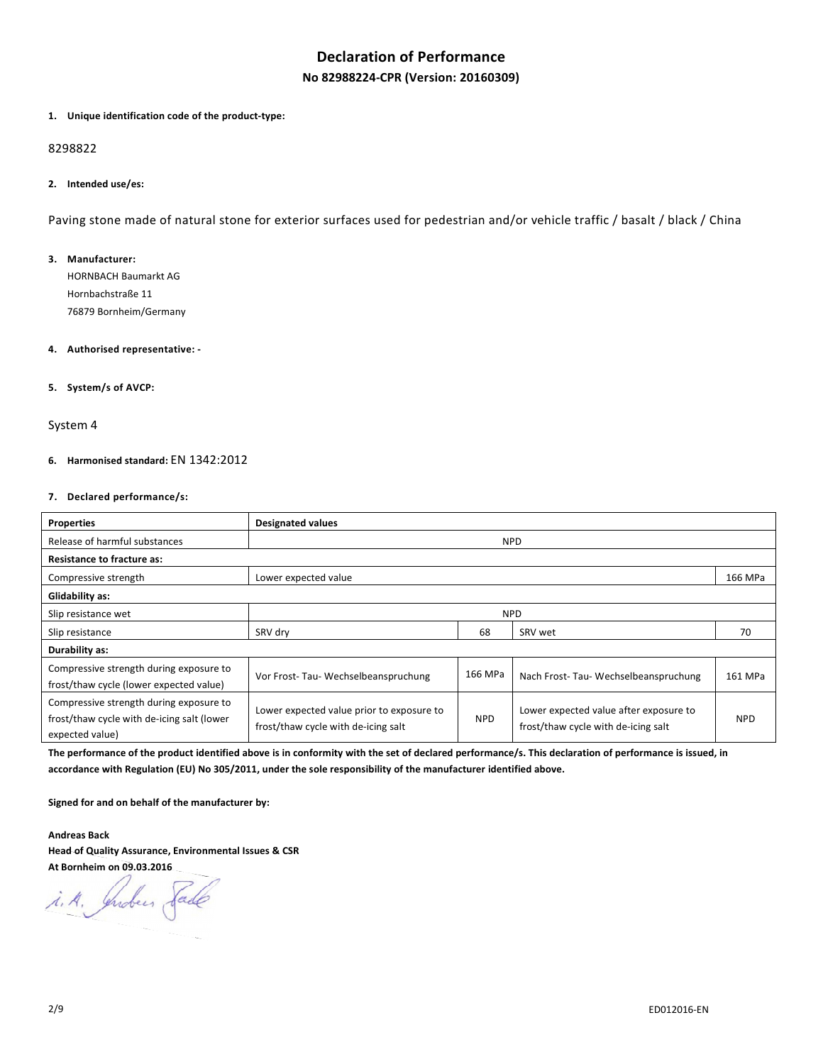# Declaration of Performance

## No 82988224-CPR (Version: 20160309)

**1. Unique identification code of the product-type:**

8298822

**2. Intended use/es:**

Paving stone made of natural stone for exterior surfaces used for pedestrian and/or vehicle traffic / basalt / black / China

**3. Manufacturer:**

HORNBACH Baumarkt AG
Hornbachstraße 11
76879 Bornheim/Germany

**4. Authorised representative: -**

**5. System/s of AVCP:**

System 4

**6. Harmonised standard:** EN 1342:2012

**7. Declared performance/s:**

| **Properties** | **Designated values** | | | |
|---|---|---|---|---|
| Release of harmful substances | NPD | | | |
| **Resistance to fracture as:** | | | | |
| Compressive strength | Lower expected value | | | 166 MPa |
| **Glidability as:** | | | | |
| Slip resistance wet | NPD | | | |
| Slip resistance | SRV dry | 68 | SRV wet | 70 |
| **Durability as:** | | | | |
| Compressive strength during exposure to frost/thaw cycle (lower expected value) | Vor Frost- Tau- Wechselbeanspruchung | 166 MPa | Nach Frost- Tau- Wechselbeanspruchung | 161 MPa |
| Compressive strength during exposure to frost/thaw cycle with de-icing salt (lower expected value) | Lower expected value prior to exposure to frost/thaw cycle with de-icing salt | NPD | Lower expected value after exposure to frost/thaw cycle with de-icing salt | NPD |

**The performance of the product identified above is in conformity with the set of declared performance/s. This declaration of performance is issued, in accordance with Regulation (EU) No 305/2011, under the sole responsibility of the manufacturer identified above.**

**Signed for and on behalf of the manufacturer by:**

**Andreas Back**
**Head of Quality Assurance, Environmental Issues & CSR**
**At Bornheim on 09.03.2016**

i. A. Andreas Back

ED012016-EN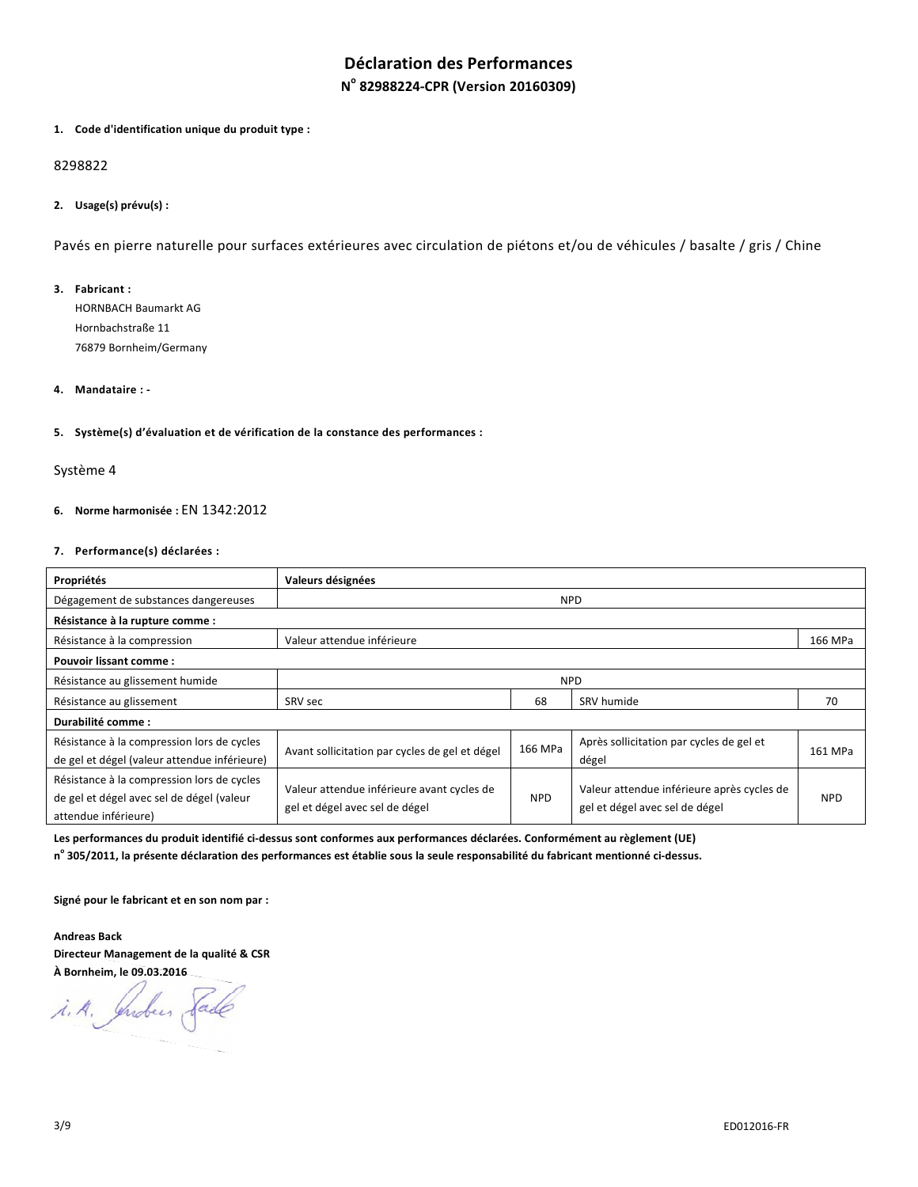# Déclaration des Performances

## N° 82988224-CPR (Version 20160309)

**1. Code d'identification unique du produit type :**

8298822

**2. Usage(s) prévu(s) :**

Pavés en pierre naturelle pour surfaces extérieures avec circulation de piétons et/ou de véhicules / basalte / gris / Chine

**3. Fabricant :**

HORNBACH Baumarkt AG
Hornbachstraße 11
76879 Bornheim/Germany

**4. Mandataire : -**

**5. Système(s) d'évaluation et de vérification de la constance des performances :**

Système 4

**6. Norme harmonisée :** EN 1342:2012

**7. Performance(s) déclarées :**

| **Propriétés** | **Valeurs désignées** | | | |
|---|---|---|---|---|
| Dégagement de substances dangereuses | NPD | | | |
| **Résistance à la rupture comme :** | | | | |
| Résistance à la compression | Valeur attendue inférieure | | | 166 MPa |
| **Pouvoir lissant comme :** | | | | |
| Résistance au glissement humide | NPD | | | |
| Résistance au glissement | SRV sec | 68 | SRV humide | 70 |
| **Durabilité comme :** | | | | |
| Résistance à la compression lors de cycles de gel et dégel (valeur attendue inférieure) | Avant sollicitation par cycles de gel et dégel | 166 MPa | Après sollicitation par cycles de gel et dégel | 161 MPa |
| Résistance à la compression lors de cycles de gel et dégel avec sel de dégel (valeur attendue inférieure) | Valeur attendue inférieure avant cycles de gel et dégel avec sel de dégel | NPD | Valeur attendue inférieure après cycles de gel et dégel avec sel de dégel | NPD |

**Les performances du produit identifié ci-dessus sont conformes aux performances déclarées. Conformément au règlement (UE) n° 305/2011, la présente déclaration des performances est établie sous la seule responsabilité du fabricant mentionné ci-dessus.**

**Signé pour le fabricant et en son nom par :**

**Andreas Back**
**Directeur Management de la qualité & CSR**
**À Bornheim, le 09.03.2016**

i. A. Andreas Back

ED012016-FR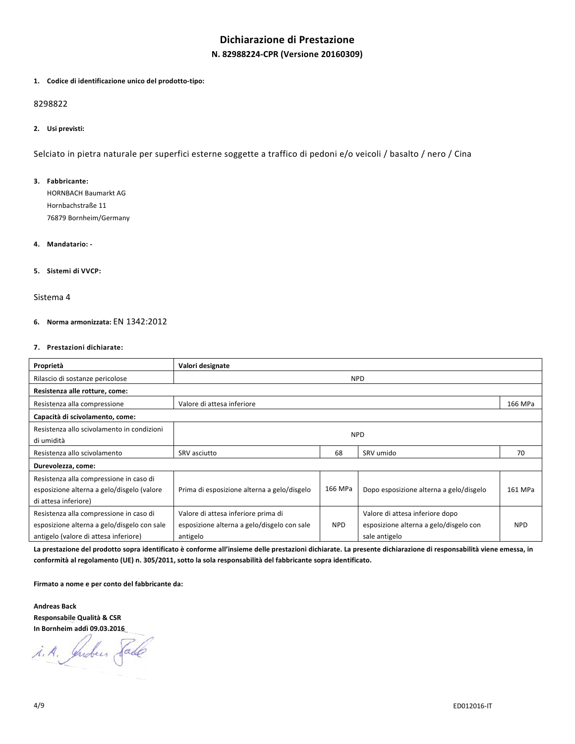# Dichiarazione di Prestazione

## N. 82988224-CPR (Versione 20160309)

**1. Codice di identificazione unico del prodotto-tipo:**

8298822

**2. Usi previsti:**

Selciato in pietra naturale per superfici esterne soggette a traffico di pedoni e/o veicoli / basalto / nero / Cina

**3. Fabbricante:**

HORNBACH Baumarkt AG
Hornbachstraße 11
76879 Bornheim/Germany

**4. Mandatario: -**

**5. Sistemi di VVCP:**

Sistema 4

**6. Norma armonizzata:** EN 1342:2012

**7. Prestazioni dichiarate:**

| **Proprietà** | **Valori designate** | | | |
|---|---|---|---|---|
| Rilascio di sostanze pericolose | NPD | | | |
| **Resistenza alle rotture, come:** | | | | |
| Resistenza alla compressione | Valore di attesa inferiore | | | 166 MPa |
| **Capacità di scivolamento, come:** | | | | |
| Resistenza allo scivolamento in condizioni di umidità | NPD | | | |
| Resistenza allo scivolamento | SRV asciutto | 68 | SRV umido | 70 |
| **Durevolezza, come:** | | | | |
| Resistenza alla compressione in caso di esposizione alterna a gelo/disgelo (valore di attesa inferiore) | Prima di esposizione alterna a gelo/disgelo | 166 MPa | Dopo esposizione alterna a gelo/disgelo | 161 MPa |
| Resistenza alla compressione in caso di esposizione alterna a gelo/disgelo con sale antigelo (valore di attesa inferiore) | Valore di attesa inferiore prima di esposizione alterna a gelo/disgelo con sale antigelo | NPD | Valore di attesa inferiore dopo esposizione alterna a gelo/disgelo con sale antigelo | NPD |

**La prestazione del prodotto sopra identificato è conforme all'insieme delle prestazioni dichiarate. La presente dichiarazione di responsabilità viene emessa, in conformità al regolamento (UE) n. 305/2011, sotto la sola responsabilità del fabbricante sopra identificato.**

**Firmato a nome e per conto del fabbricante da:**

**Andreas Back**
**Responsabile Qualità & CSR**
**In Bornheim addì 09.03.2016**

i. A. Andreas Back

ED012016-IT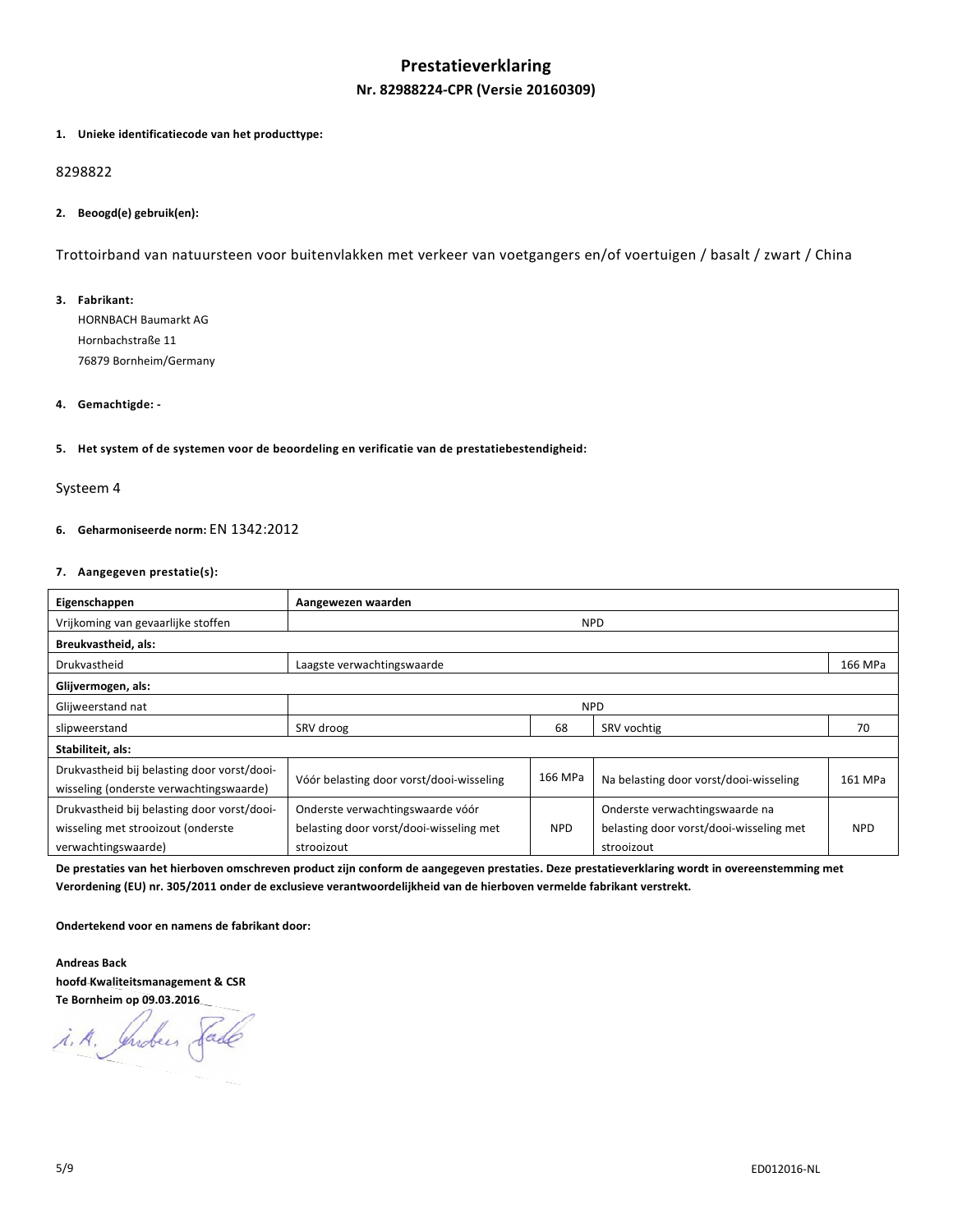# Prestatieverklaring

## Nr. 82988224-CPR (Versie 20160309)

**1. Unieke identificatiecode van het producttype:**

8298822

**2. Beoogd(e) gebruik(en):**

Trottoirband van natuursteen voor buitenvlakken met verkeer van voetgangers en/of voertuigen / basalt / zwart / China

**3. Fabrikant:**

HORNBACH Baumarkt AG
Hornbachstraße 11
76879 Bornheim/Germany

**4. Gemachtigde: -**

**5. Het system of de systemen voor de beoordeling en verificatie van de prestatiebestendigheid:**

Systeem 4

**6. Geharmoniseerde norm:** EN 1342:2012

**7. Aangegeven prestatie(s):**

| Eigenschappen | Aangewezen waarden | | | |
|---|---|---|---|---|
| Vrijkoming van gevaarlijke stoffen | NPD | | | |
| **Breukvastheid, als:** | | | | |
| Drukvastheid | Laagste verwachtingswaarde | | | 166 MPa |
| **Glijvermogen, als:** | | | | |
| Glijweerstand nat | NPD | | | |
| slipweerstand | SRV droog | 68 | SRV vochtig | 70 |
| **Stabiliteit, als:** | | | | |
| Drukvastheid bij belasting door vorst/dooi-wisseling (onderste verwachtingswaarde) | Vóór belasting door vorst/dooi-wisseling | 166 MPa | Na belasting door vorst/dooi-wisseling | 161 MPa |
| Drukvastheid bij belasting door vorst/dooi-wisseling met strooizout (onderste verwachtingswaarde) | Onderste verwachtingswaarde vóór belasting door vorst/dooi-wisseling met strooizout | NPD | Onderste verwachtingswaarde na belasting door vorst/dooi-wisseling met strooizout | NPD |

**De prestaties van het hierboven omschreven product zijn conform de aangegeven prestaties. Deze prestatieverklaring wordt in overeenstemming met Verordening (EU) nr. 305/2011 onder de exclusieve verantwoordelijkheid van de hierboven vermelde fabrikant verstrekt.**

**Ondertekend voor en namens de fabrikant door:**

**Andreas Back**
**hoofd Kwaliteitsmanagement & CSR**
**Te Bornheim op 09.03.2016**

i. A. Andreas Back

ED012016-NL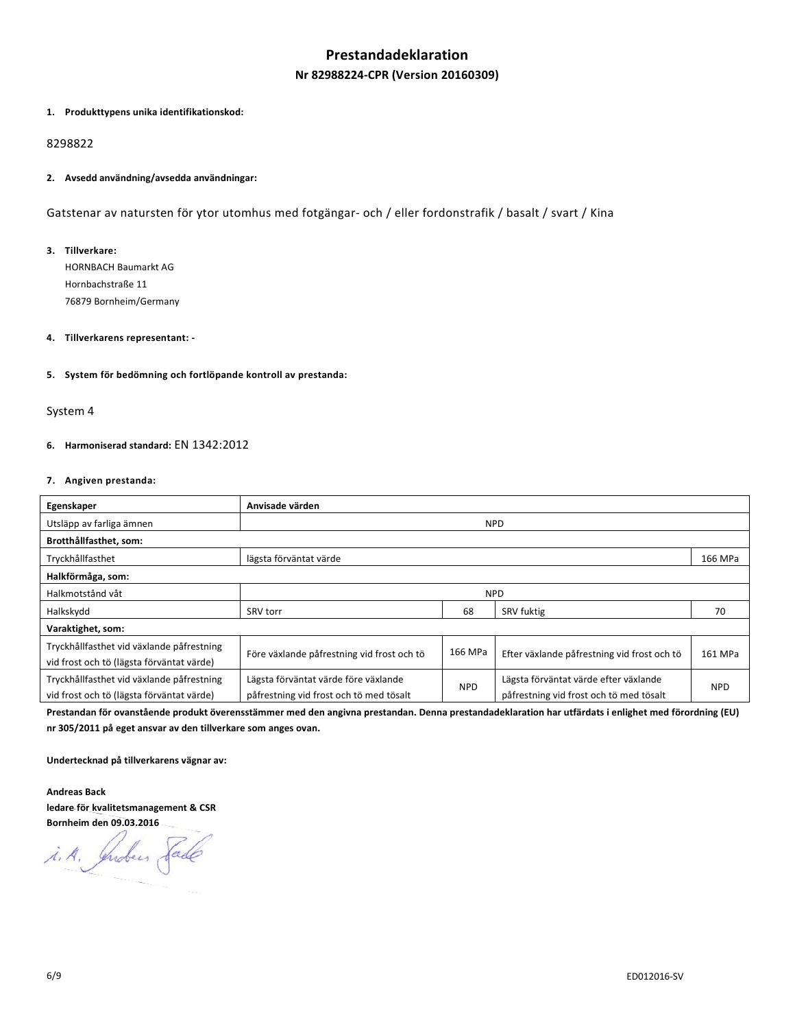# Prestandadeklaration

## Nr 82988224-CPR (Version 20160309)

1. **Produkttypens unika identifikationskod:**

8298822

2. **Avsedd användning/avsedda användningar:**

Gatstenar av natursten för ytor utomhus med fotgängar- och / eller fordonstrafik / basalt / svart / Kina

3. **Tillverkare:**

HORNBACH Baumarkt AG
Hornbachstraße 11
76879 Bornheim/Germany

4. **Tillverkarens representant: -**

5. **System för bedömning och fortlöpande kontroll av prestanda:**

System 4

6. **Harmoniserad standard:** EN 1342:2012

7. **Angiven prestanda:**

| Egenskaper | Anvisade värden | | | |
|---|---|---|---|---|
| Utsläpp av farliga ämnen | NPD | | | |
| **Brotthållfasthet, som:** | | | | |
| Tryckhållfasthet | lägsta förväntat värde | | | 166 MPa |
| **Halkförmåga, som:** | | | | |
| Halkmotstånd våt | NPD | | | |
| Halkskydd | SRV torr | 68 | SRV fuktig | 70 |
| **Varaktighet, som:** | | | | |
| Tryckhållfasthet vid växlande påfrestning vid frost och tö (lägsta förväntat värde) | Före växlande påfrestning vid frost och tö | 166 MPa | Efter växlande påfrestning vid frost och tö | 161 MPa |
| Tryckhållfasthet vid växlande påfrestning vid frost och tö (lägsta förväntat värde) | Lägsta förväntat värde före växlande påfrestning vid frost och tö med tösalt | NPD | Lägsta förväntat värde efter växlande påfrestning vid frost och tö med tösalt | NPD |

**Prestandan för ovanstående produkt överensstämmer med den angivna prestandan. Denna prestandadeklaration har utfärdats i enlighet med förordning (EU) nr 305/2011 på eget ansvar av den tillverkare som anges ovan.**

**Undertecknad på tillverkarens vägnar av:**

**Andreas Back**
**ledare för kvalitetsmanagement & CSR**
**Bornheim den 09.03.2016**

i. A. Andreas Back

ED012016-SV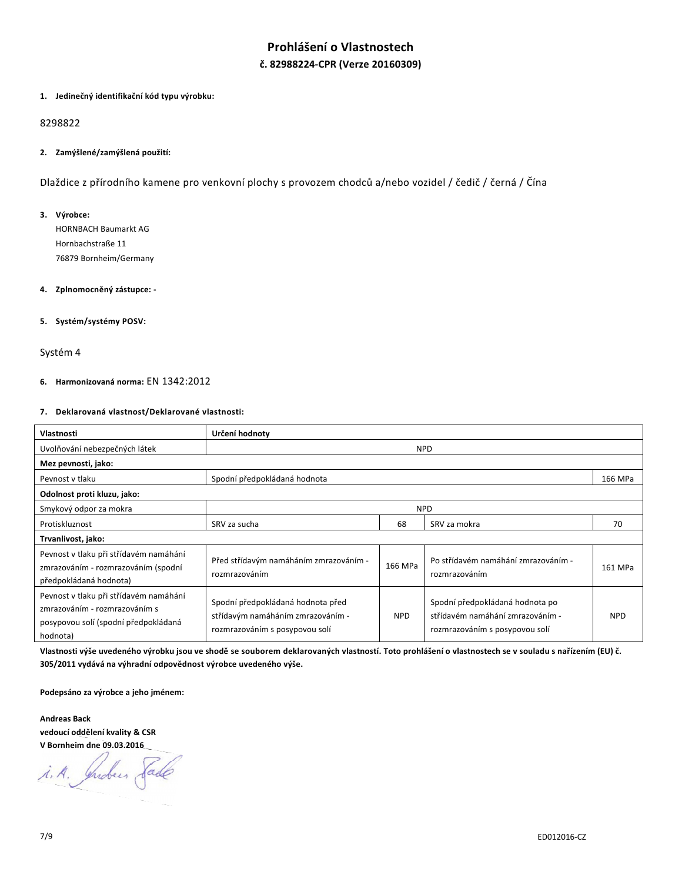# Prohlášení o Vlastnostech

## č. 82988224-CPR (Verze 20160309)

**1. Jedinečný identifikační kód typu výrobku:**

8298822

**2. Zamýšlené/zamýšlená použití:**

Dlaždice z přírodního kamene pro venkovní plochy s provozem chodců a/nebo vozidel / čedič / černá / Čína

**3. Výrobce:**

HORNBACH Baumarkt AG
Hornbachstraße 11
76879 Bornheim/Germany

**4. Zplnomocněný zástupce:** -

**5. Systém/systémy POSV:**

Systém 4

**6. Harmonizovaná norma:** EN 1342:2012

**7. Deklarovaná vlastnost/Deklarované vlastnosti:**

| Vlastnosti | Určení hodnoty | | | |
|---|---|---|---|---|
| Uvolňování nebezpečných látek | NPD | | | |
| **Mez pevnosti, jako:** | | | | |
| Pevnost v tlaku | Spodní předpokládaná hodnota | | | 166 MPa |
| **Odolnost proti kluzu, jako:** | | | | |
| Smykový odpor za mokra | NPD | | | |
| Protiskluznost | SRV za sucha | 68 | SRV za mokra | 70 |
| **Trvanlivost, jako:** | | | | |
| Pevnost v tlaku při střídavém namáhání zmrazováním - rozmrazováním (spodní předpokládaná hodnota) | Před střídavým namáháním zmrazováním - rozmrazováním | 166 MPa | Po střídavém namáhání zmrazováním - rozmrazováním | 161 MPa |
| Pevnost v tlaku při střídavém namáhání zmrazováním - rozmrazováním s posypovou solí (spodní předpokládaná hodnota) | Spodní předpokládaná hodnota před střídavým namáháním zmrazováním - rozmrazováním s posypovou solí | NPD | Spodní předpokládaná hodnota po střídavém namáhání zmrazováním - rozmrazováním s posypovou solí | NPD |

**Vlastnosti výše uvedeného výrobku jsou ve shodě se souborem deklarovaných vlastností. Toto prohlášení o vlastnostech se v souladu s nařízením (EU) č. 305/2011 vydává na výhradní odpovědnost výrobce uvedeného výše.**

**Podepsáno za výrobce a jeho jménem:**

**Andreas Back**
**vedoucí oddělení kvality & CSR**
**V Bornheim dne 09.03.2016**

i. A. Andreas Back

ED012016-CZ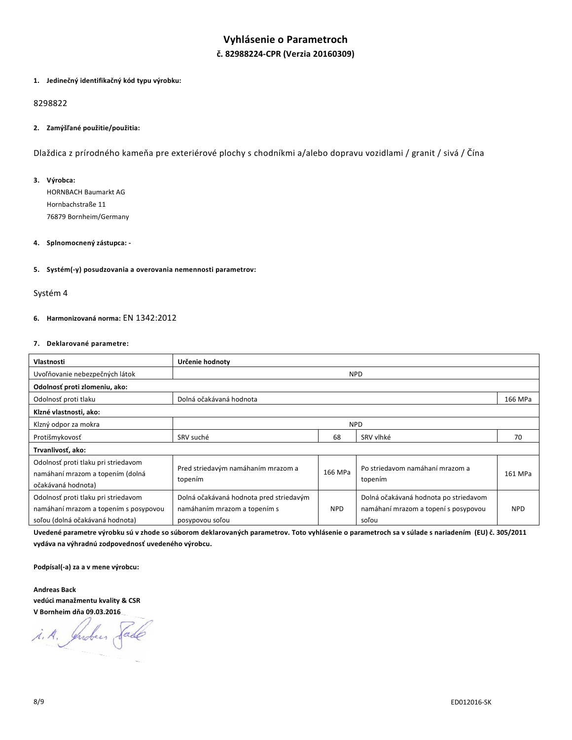# Vyhlásenie o Parametroch

## č. 82988224-CPR (Verzia 20160309)

**1. Jedinečný identifikačný kód typu výrobku:**

8298822

**2. Zamýšľané použitie/použitia:**

Dlaždica z prírodného kameňa pre exteriérové plochy s chodníkmi a/alebo dopravu vozidlami / granit / sivá / Čína

**3. Výrobca:**

HORNBACH Baumarkt AG
Hornbachstraße 11
76879 Bornheim/Germany

**4. Splnomocnený zástupca: -**

**5. Systém(-y) posudzovania a overovania nemennosti parametrov:**

Systém 4

**6. Harmonizovaná norma:** EN 1342:2012

**7. Deklarované parametre:**

| Vlastnosti | Určenie hodnoty | | | |
|---|---|---|---|---|
| Uvoľňovanie nebezpečných látok | NPD | | | |
| **Odolnosť proti zlomeniu, ako:** | | | | |
| Odolnosť proti tlaku | Dolná očakávaná hodnota | | | 166 MPa |
| **Klzné vlastnosti, ako:** | | | | |
| Klzný odpor za mokra | NPD | | | |
| Protišmykovosť | SRV suché | 68 | SRV vlhké | 70 |
| **Trvanlivosť, ako:** | | | | |
| Odolnosť proti tlaku pri striedavom namáhaní mrazom a topením (dolná očakávaná hodnota) | Pred striedavým namáhaním mrazom a topením | 166 MPa | Po striedavom namáhaní mrazom a topením | 161 MPa |
| Odolnosť proti tlaku pri striedavom namáhaní mrazom a topením s posypovou soľou (dolná očakávaná hodnota) | Dolná očakávaná hodnota pred striedavým namáhaním mrazom a topením s posypovou soľou | NPD | Dolná očakávaná hodnota po striedavom namáhaní mrazom a topení s posypovou soľou | NPD |

**Uvedené parametre výrobku sú v zhode so súborom deklarovaných parametrov. Toto vyhlásenie o parametroch sa v súlade s nariadením (EU) č. 305/2011 vydáva na výhradnú zodpovednosť uvedeného výrobcu.**

**Podpísal(-a) za a v mene výrobcu:**

**Andreas Back**
**vedúci manažmentu kvality & CSR**
**V Bornheim dňa 09.03.2016**

i. A. Andreas Back

ED012016-SK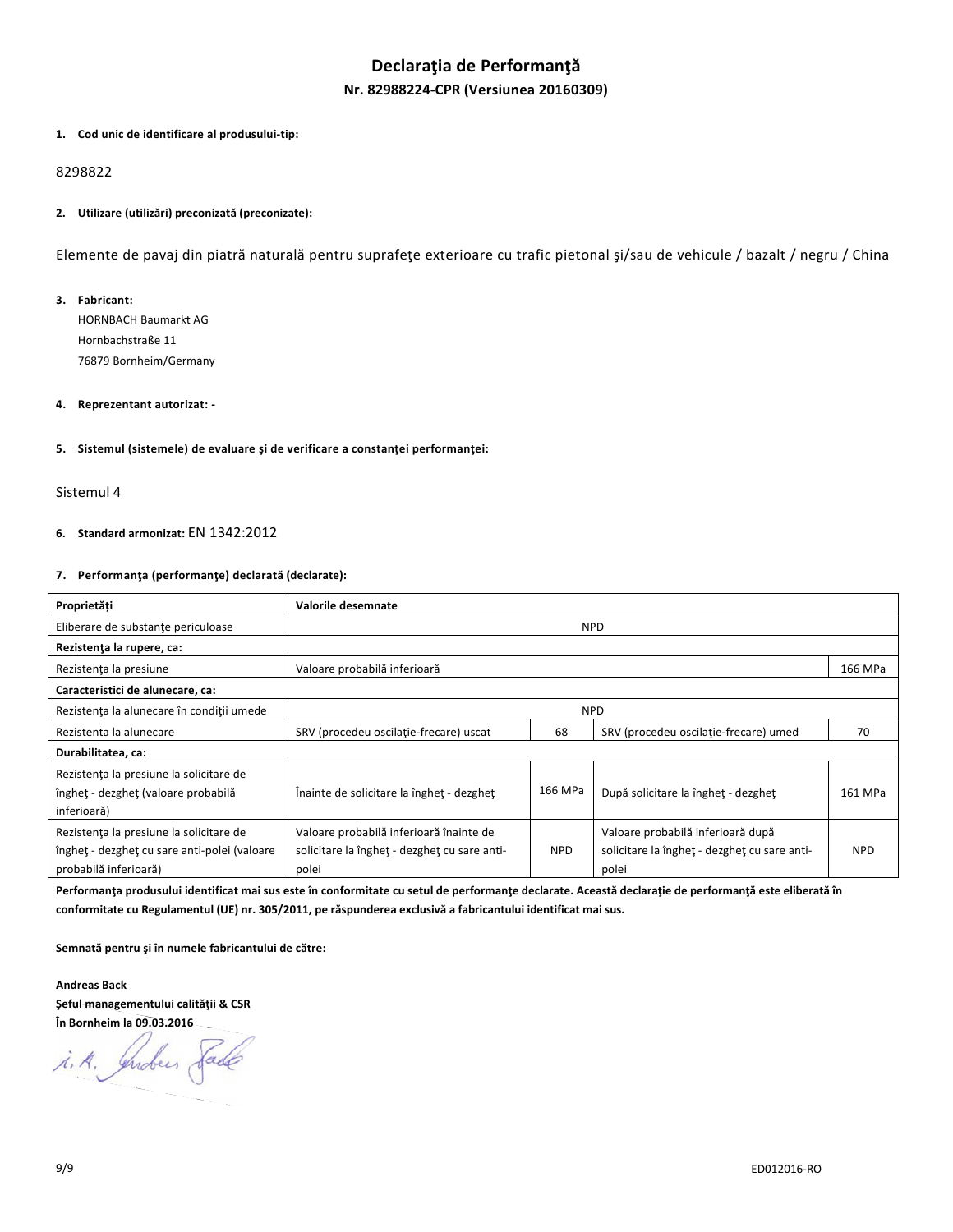# Declaraţia de Performanţă

## Nr. 82988224-CPR (Versiunea 20160309)

**1. Cod unic de identificare al produsului-tip:**

8298822

**2. Utilizare (utilizări) preconizată (preconizate):**

Elemente de pavaj din piatră naturală pentru suprafeţe exterioare cu trafic pietonal şi/sau de vehicule / bazalt / negru / China

**3. Fabricant:**

HORNBACH Baumarkt AG
Hornbachstraße 11
76879 Bornheim/Germany

**4. Reprezentant autorizat: -**

**5. Sistemul (sistemele) de evaluare şi de verificare a constanţei performanţei:**

Sistemul 4

**6. Standard armonizat:** EN 1342:2012

**7. Performanţa (performanţe) declarată (declarate):**

| **Proprietăţi** | **Valorile desemnate** | | | |
|---|---|---|---|---|
| Eliberare de substanţe periculoase | NPD | | | |
| **Rezistenţa la rupere, ca:** | | | | |
| Rezistenţa la presiune | Valoare probabilă inferioară | | | 166 MPa |
| **Caracteristici de alunecare, ca:** | | | | |
| Rezistenţa la alunecare în condiţii umede | NPD | | | |
| Rezistenta la alunecare | SRV (procedeu oscilaţie-frecare) uscat | 68 | SRV (procedeu oscilaţie-frecare) umed | 70 |
| **Durabilitatea, ca:** | | | | |
| Rezistenţa la presiune la solicitare de îngheţ - dezgheţ (valoare probabilă inferioară) | Înainte de solicitare la îngheţ - dezgheţ | 166 MPa | După solicitare la îngheţ - dezgheţ | 161 MPa |
| Rezistenţa la presiune la solicitare de îngheţ - dezgheţ cu sare anti-polei (valoare probabilă inferioară) | Valoare probabilă inferioară înainte de solicitare la îngheţ - dezgheţ cu sare anti-polei | NPD | Valoare probabilă inferioară după solicitare la îngheţ - dezgheţ cu sare anti-polei | NPD |

**Performanţa produsului identificat mai sus este în conformitate cu setul de performanţe declarate. Această declaraţie de performanţă este eliberată în conformitate cu Regulamentul (UE) nr. 305/2011, pe răspunderea exclusivă a fabricantului identificat mai sus.**

**Semnată pentru şi în numele fabricantului de către:**

**Andreas Back**
**Şeful managementului calităţii & CSR**
**În Bornheim la 09.03.2016**

i. A. Andreas Back

ED012016-RO